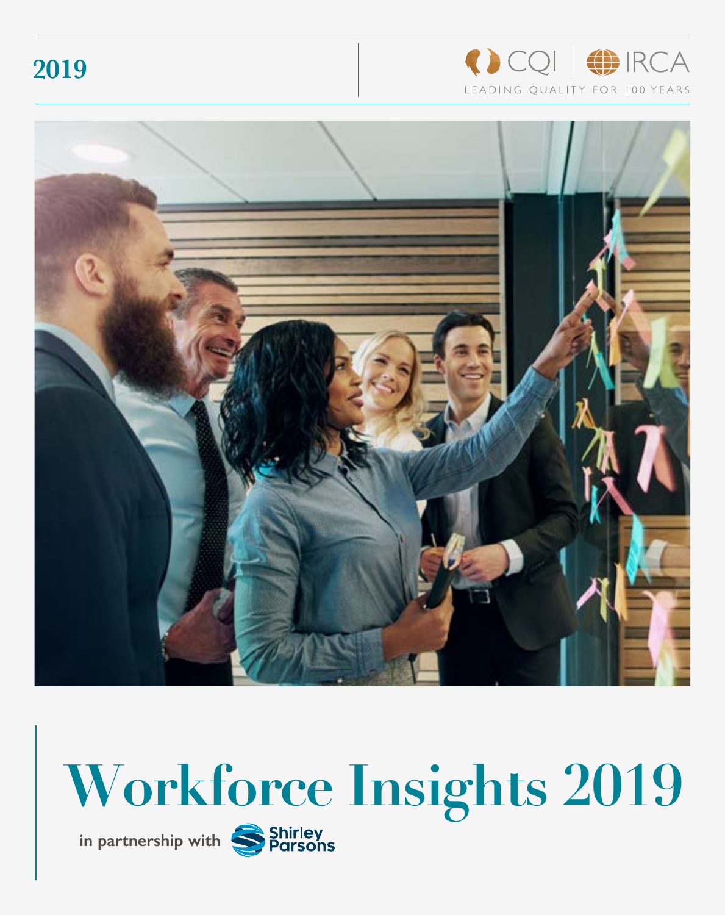2019

CQI | IRCA

LEADING QUALITY FOR 100 YEARS

# Workforce Insights 2019

in partnership with Shirley Parsons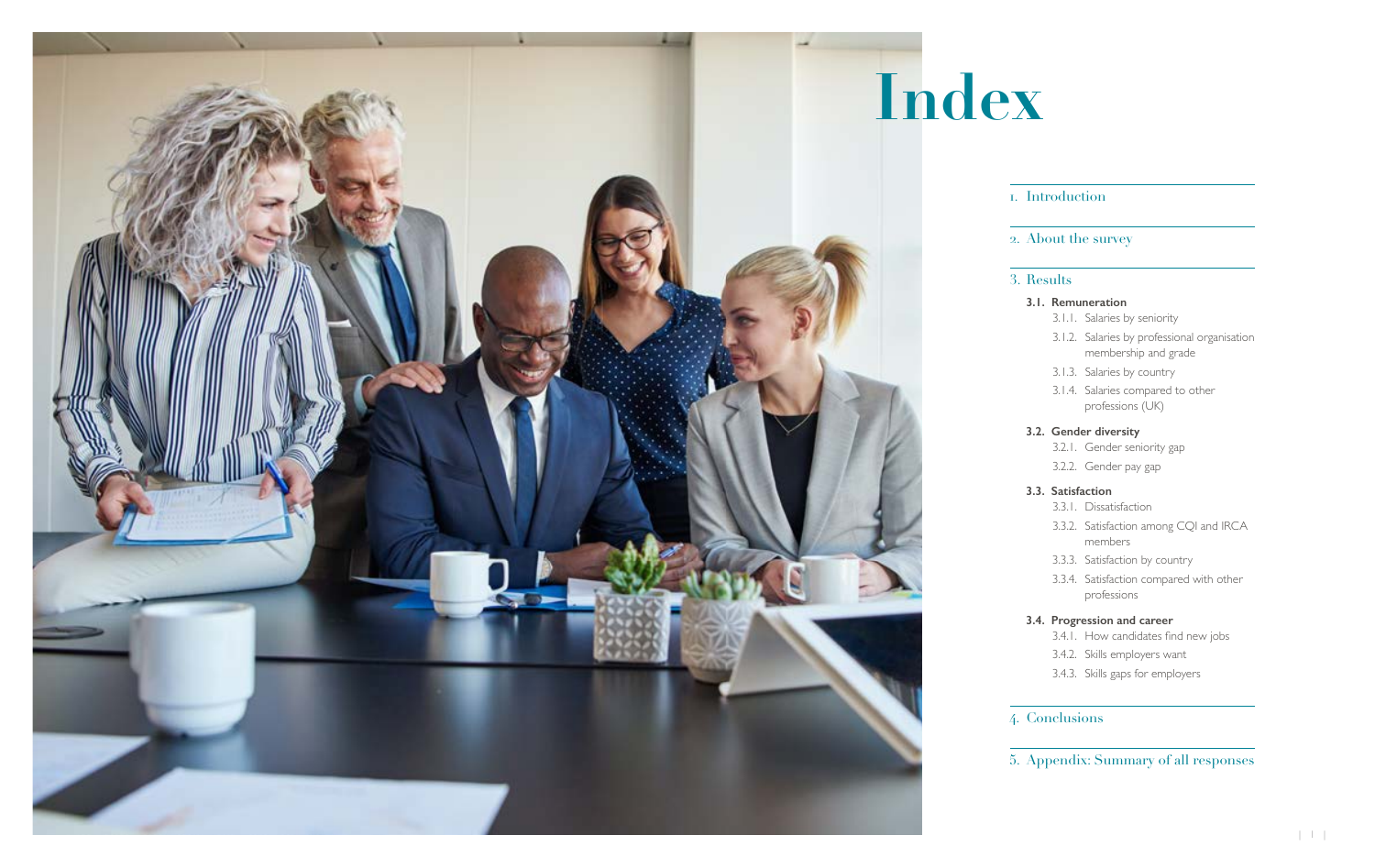# Index

1. Introduction

2. About the survey

3. Results

**3.1. Remuneration**

- 3.1.1. Salaries by seniority
- 3.1.2. Salaries by professional organisation membership and grade
- 3.1.3. Salaries by country
- 3.1.4. Salaries compared to other professions (UK)

**3.2. Gender diversity**

- 3.2.1. Gender seniority gap
- 3.2.2. Gender pay gap

**3.3. Satisfaction**

- 3.3.1. Dissatisfaction
- 3.3.2. Satisfaction among CQI and IRCA members
- 3.3.3. Satisfaction by country
- 3.3.4. Satisfaction compared with other professions

**3.4. Progression and career**

- 3.4.1. How candidates find new jobs
- 3.4.2. Skills employers want
- 3.4.3. Skills gaps for employers

4. Conclusions

5. Appendix: Summary of all responses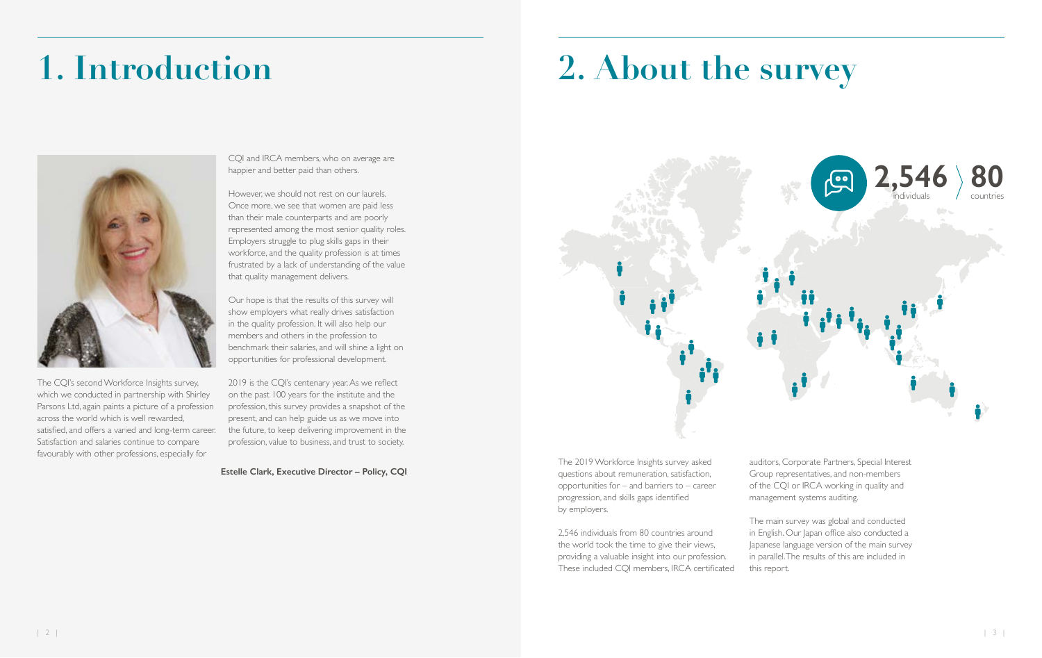# 1. Introduction

The CQI's second Workforce Insights survey, which we conducted in partnership with Shirley Parsons Ltd, again paints a picture of a profession across the world which is well rewarded, satisfied, and offers a varied and long-term career. Satisfaction and salaries continue to compare favourably with other professions, especially for CQI and IRCA members, who on average are happier and better paid than others.

However, we should not rest on our laurels. Once more, we see that women are paid less than their male counterparts and are poorly represented among the most senior quality roles. Employers struggle to plug skills gaps in their workforce, and the quality profession is at times frustrated by a lack of understanding of the value that quality management delivers.

Our hope is that the results of this survey will show employers what really drives satisfaction in the quality profession. It will also help our members and others in the profession to benchmark their salaries, and will shine a light on opportunities for professional development.

2019 is the CQI's centenary year. As we reflect on the past 100 years for the institute and the profession, this survey provides a snapshot of the present, and can help guide us as we move into the future, to keep delivering improvement in the profession, value to business, and trust to society.

**Estelle Clark, Executive Director – Policy, CQI**

# 2. About the survey

**2,546** individuals **80** countries

The 2019 Workforce Insights survey asked questions about remuneration, satisfaction, opportunities for – and barriers to – career progression, and skills gaps identified by employers.

2,546 individuals from 80 countries around the world took the time to give their views, providing a valuable insight into our profession. These included CQI members, IRCA certificated auditors, Corporate Partners, Special Interest Group representatives, and non-members of the CQI or IRCA working in quality and management systems auditing.

The main survey was global and conducted in English. Our Japan office also conducted a Japanese language version of the main survey in parallel. The results of this are included in this report.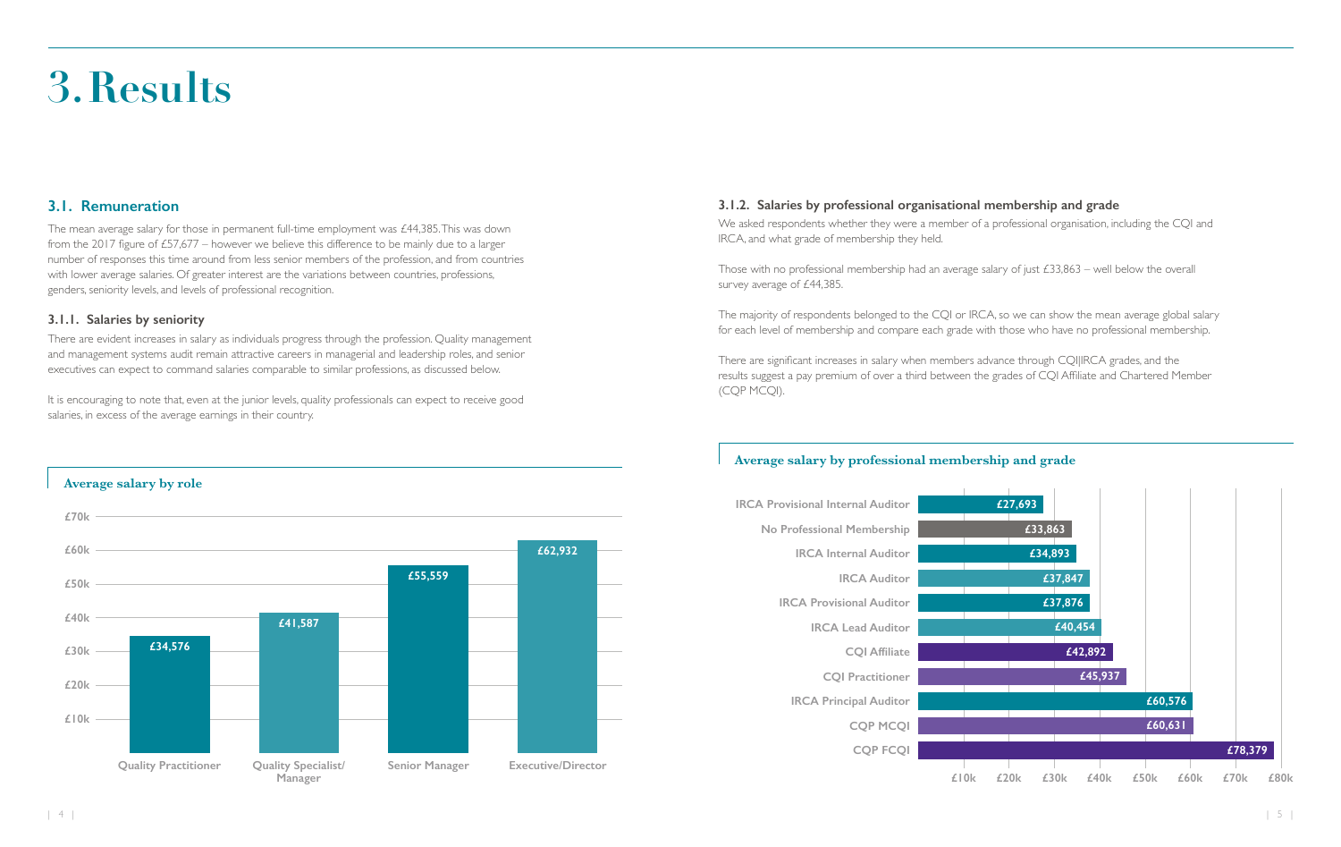# 3. Results

## 3.1. Remuneration

The mean average salary for those in permanent full-time employment was £44,385. This was down from the 2017 figure of £57,677 – however we believe this difference to be mainly due to a larger number of responses this time around from less senior members of the profession, and from countries with lower average salaries. Of greater interest are the variations between countries, professions, genders, seniority levels, and levels of professional recognition.

### 3.1.1. Salaries by seniority

There are evident increases in salary as individuals progress through the profession. Quality management and management systems audit remain attractive careers in managerial and leadership roles, and senior executives can expect to command salaries comparable to similar professions, as discussed below.

It is encouraging to note that, even at the junior levels, quality professionals can expect to receive good salaries, in excess of the average earnings in their country.

**Average salary by role**

| Role | Average salary |
|---|---|
| Quality Practitioner | £34,576 |
| Quality Specialist/ Manager | £41,587 |
| Senior Manager | £55,559 |
| Executive/Director | £62,932 |

### 3.1.2. Salaries by professional organisational membership and grade

We asked respondents whether they were a member of a professional organisation, including the CQI and IRCA, and what grade of membership they held.

Those with no professional membership had an average salary of just £33,863 – well below the overall survey average of £44,385.

The majority of respondents belonged to the CQI or IRCA, so we can show the mean average global salary for each level of membership and compare each grade with those who have no professional membership.

There are significant increases in salary when members advance through CQI|IRCA grades, and the results suggest a pay premium of over a third between the grades of CQI Affiliate and Chartered Member (CQP MCQI).

**Average salary by professional membership and grade**

| Membership and grade | Average salary |
|---|---|
| IRCA Provisional Internal Auditor | £27,693 |
| No Professional Membership | £33,863 |
| IRCA Internal Auditor | £34,893 |
| IRCA Auditor | £37,847 |
| IRCA Provisional Auditor | £37,876 |
| IRCA Lead Auditor | £40,454 |
| CQI Affiliate | £42,892 |
| CQI Practitioner | £45,937 |
| IRCA Principal Auditor | £60,576 |
| CQP MCQI | £60,631 |
| CQP FCQI | £78,379 |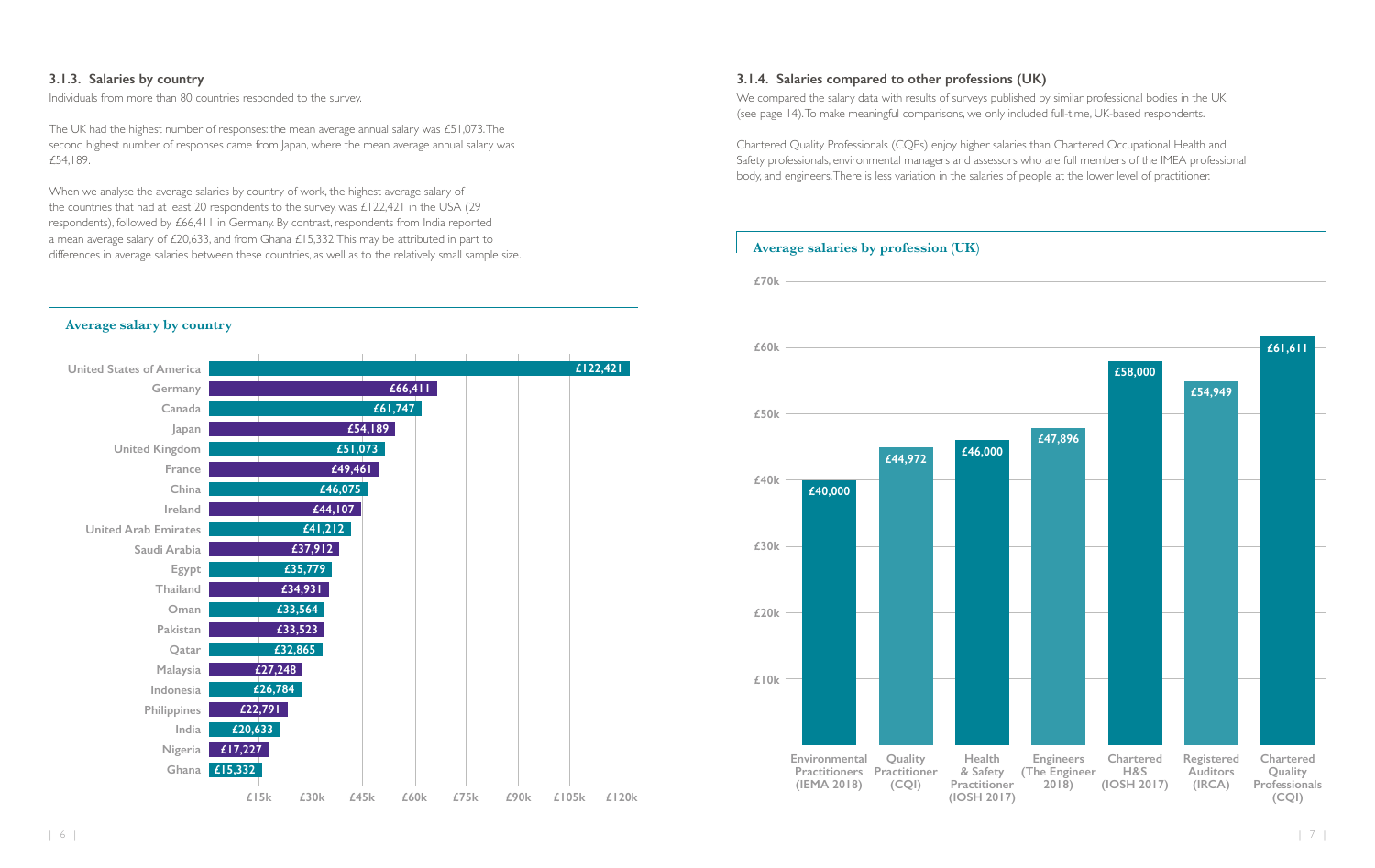### 3.1.3. Salaries by country

Individuals from more than 80 countries responded to the survey.

The UK had the highest number of responses: the mean average annual salary was £51,073. The second highest number of responses came from Japan, where the mean average annual salary was £54,189.

When we analyse the average salaries by country of work, the highest average salary of the countries that had at least 20 respondents to the survey, was £122,421 in the USA (29 respondents), followed by £66,411 in Germany. By contrast, respondents from India reported a mean average salary of £20,633, and from Ghana £15,332. This may be attributed in part to differences in average salaries between these countries, as well as to the relatively small sample size.

**Average salary by country**

| Country | Average salary |
| --- | --- |
| United States of America | £122,421 |
| Germany | £66,411 |
| Canada | £61,747 |
| Japan | £54,189 |
| United Kingdom | £51,073 |
| France | £49,461 |
| China | £46,075 |
| Ireland | £44,107 |
| United Arab Emirates | £41,212 |
| Saudi Arabia | £37,912 |
| Egypt | £35,779 |
| Thailand | £34,931 |
| Oman | £33,564 |
| Pakistan | £33,523 |
| Qatar | £32,865 |
| Malaysia | £27,248 |
| Indonesia | £26,784 |
| Philippines | £22,791 |
| India | £20,633 |
| Nigeria | £17,227 |
| Ghana | £15,332 |

### 3.1.4. Salaries compared to other professions (UK)

We compared the salary data with results of surveys published by similar professional bodies in the UK (see page 14). To make meaningful comparisons, we only included full-time, UK-based respondents.

Chartered Quality Professionals (CQPs) enjoy higher salaries than Chartered Occupational Health and Safety professionals, environmental managers and assessors who are full members of the IMEA professional body, and engineers. There is less variation in the salaries of people at the lower level of practitioner.

**Average salaries by profession (UK)**

| Profession | Average salary |
| --- | --- |
| Environmental Practitioners (IEMA 2018) | £40,000 |
| Quality Practitioner (CQI) | £44,972 |
| Health & Safety Practitioner (IOSH 2017) | £46,000 |
| Engineers (The Engineer 2018) | £47,896 |
| Chartered H&S (IOSH 2017) | £58,000 |
| Registered Auditors (IRCA) | £54,949 |
| Chartered Quality Professionals (CQI) | £61,611 |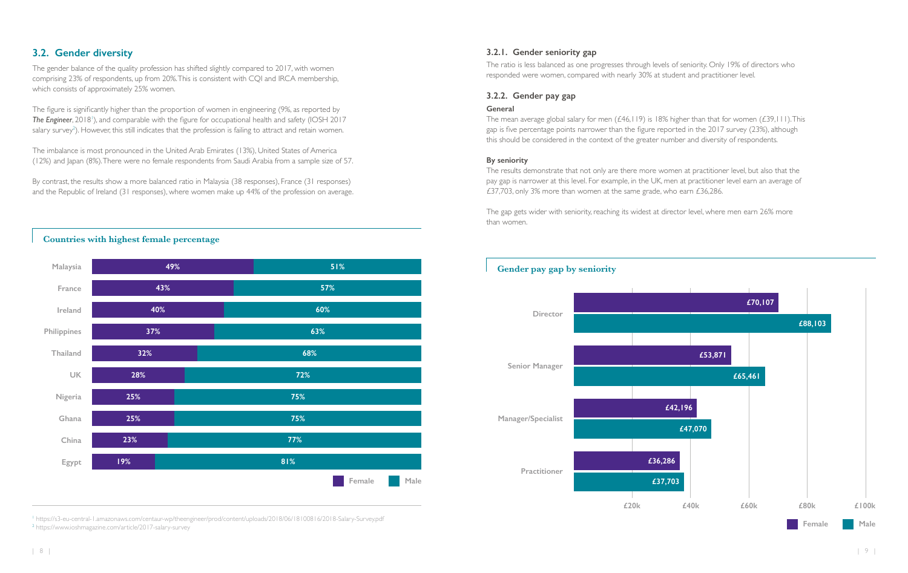## 3.2. Gender diversity

The gender balance of the quality profession has shifted slightly compared to 2017, with women comprising 23% of respondents, up from 20%. This is consistent with CQI and IRCA membership, which consists of approximately 25% women.

The figure is significantly higher than the proportion of women in engineering (9%, as reported by *The Engineer*, 2018[1]), and comparable with the figure for occupational health and safety (IOSH 2017 salary survey[2]). However, this still indicates that the profession is failing to attract and retain women.

The imbalance is most pronounced in the United Arab Emirates (13%), United States of America (12%) and Japan (8%). There were no female respondents from Saudi Arabia from a sample size of 57.

By contrast, the results show a more balanced ratio in Malaysia (38 responses), France (31 responses) and the Republic of Ireland (31 responses), where women make up 44% of the profession on average.

**Countries with highest female percentage**

| Country | Female | Male |
|---|---|---|
| Malaysia | 49% | 51% |
| France | 43% | 57% |
| Ireland | 40% | 60% |
| Philippines | 37% | 63% |
| Thailand | 32% | 68% |
| UK | 28% | 72% |
| Nigeria | 25% | 75% |
| Ghana | 25% | 75% |
| China | 23% | 77% |
| Egypt | 19% | 81% |

[1] https://s3-eu-central-1.amazonaws.com/centaur-wp/theengineer/prod/content/uploads/2018/06/18100816/2018-Salary-Survey.pdf
[2] https://www.ioshmagazine.com/article/2017-salary-survey

### 3.2.1. Gender seniority gap

The ratio is less balanced as one progresses through levels of seniority. Only 19% of directors who responded were women, compared with nearly 30% at student and practitioner level.

### 3.2.2. Gender pay gap

**General**

The mean average global salary for men (£46,119) is 18% higher than that for women (£39,111). This gap is five percentage points narrower than the figure reported in the 2017 survey (23%), although this should be considered in the context of the greater number and diversity of respondents.

**By seniority**

The results demonstrate that not only are there more women at practitioner level, but also that the pay gap is narrower at this level. For example, in the UK, men at practitioner level earn an average of £37,703, only 3% more than women at the same grade, who earn £36,286.

The gap gets wider with seniority, reaching its widest at director level, where men earn 26% more than women.

**Gender pay gap by seniority**

| Seniority | Female | Male |
|---|---|---|
| Director | £70,107 | £88,103 |
| Senior Manager | £53,871 | £65,461 |
| Manager/Specialist | £42,196 | £47,070 |
| Practitioner | £36,286 | £37,703 |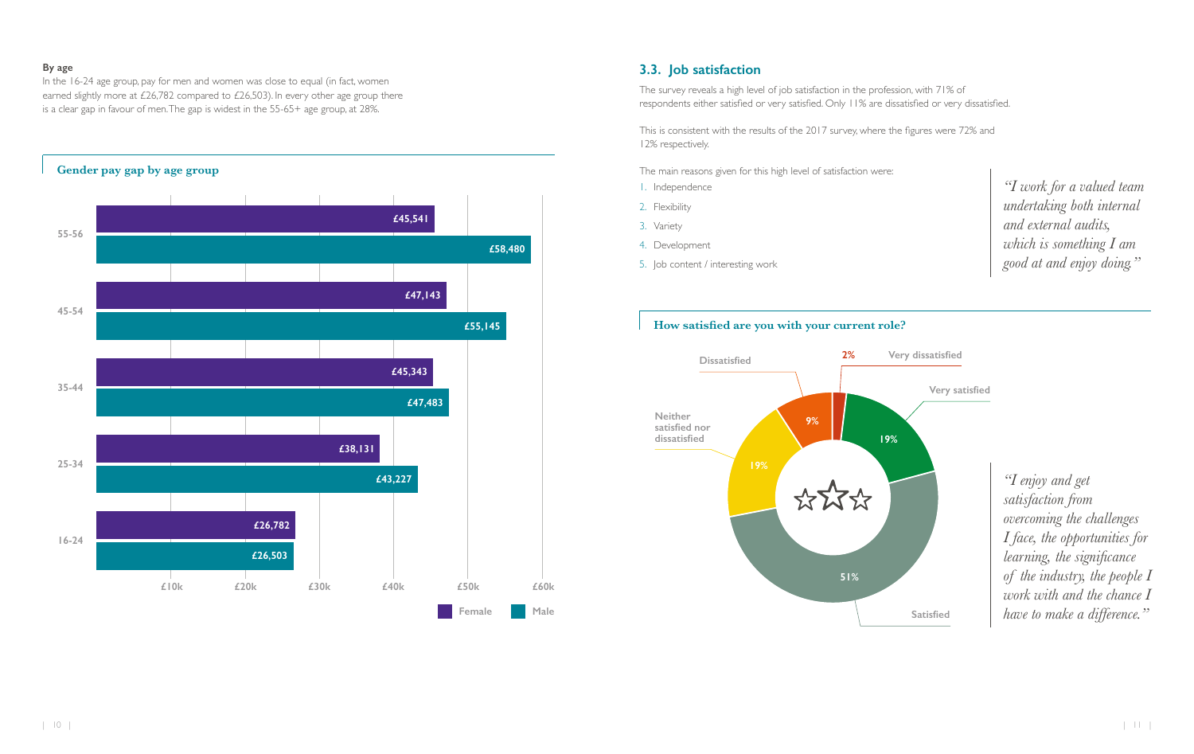**By age**

In the 16-24 age group, pay for men and women was close to equal (in fact, women earned slightly more at £26,782 compared to £26,503). In every other age group there is a clear gap in favour of men. The gap is widest in the 55-65+ age group, at 28%.

**Gender pay gap by age group**

| Age group | Female | Male |
|---|---|---|
| 55-56 | £45,541 | £58,480 |
| 45-54 | £47,143 | £55,145 |
| 35-44 | £45,343 | £47,483 |
| 25-34 | £38,131 | £43,227 |
| 16-24 | £26,782 | £26,503 |

## 3.3. Job satisfaction

The survey reveals a high level of job satisfaction in the profession, with 71% of respondents either satisfied or very satisfied. Only 11% are dissatisfied or very dissatisfied.

This is consistent with the results of the 2017 survey, where the figures were 72% and 12% respectively.

The main reasons given for this high level of satisfaction were:

1. Independence
2. Flexibility
3. Variety
4. Development
5. Job content / interesting work

*"I work for a valued team undertaking both internal and external audits, which is something I am good at and enjoy doing."*

**How satisfied are you with your current role?**

| Response | % |
|---|---|
| Very satisfied | 19% |
| Satisfied | 51% |
| Neither satisfied nor dissatisfied | 19% |
| Dissatisfied | 9% |
| Very dissatisfied | 2% |

*"I enjoy and get satisfaction from overcoming the challenges I face, the opportunities for learning, the significance of the industry, the people I work with and the chance I have to make a difference."*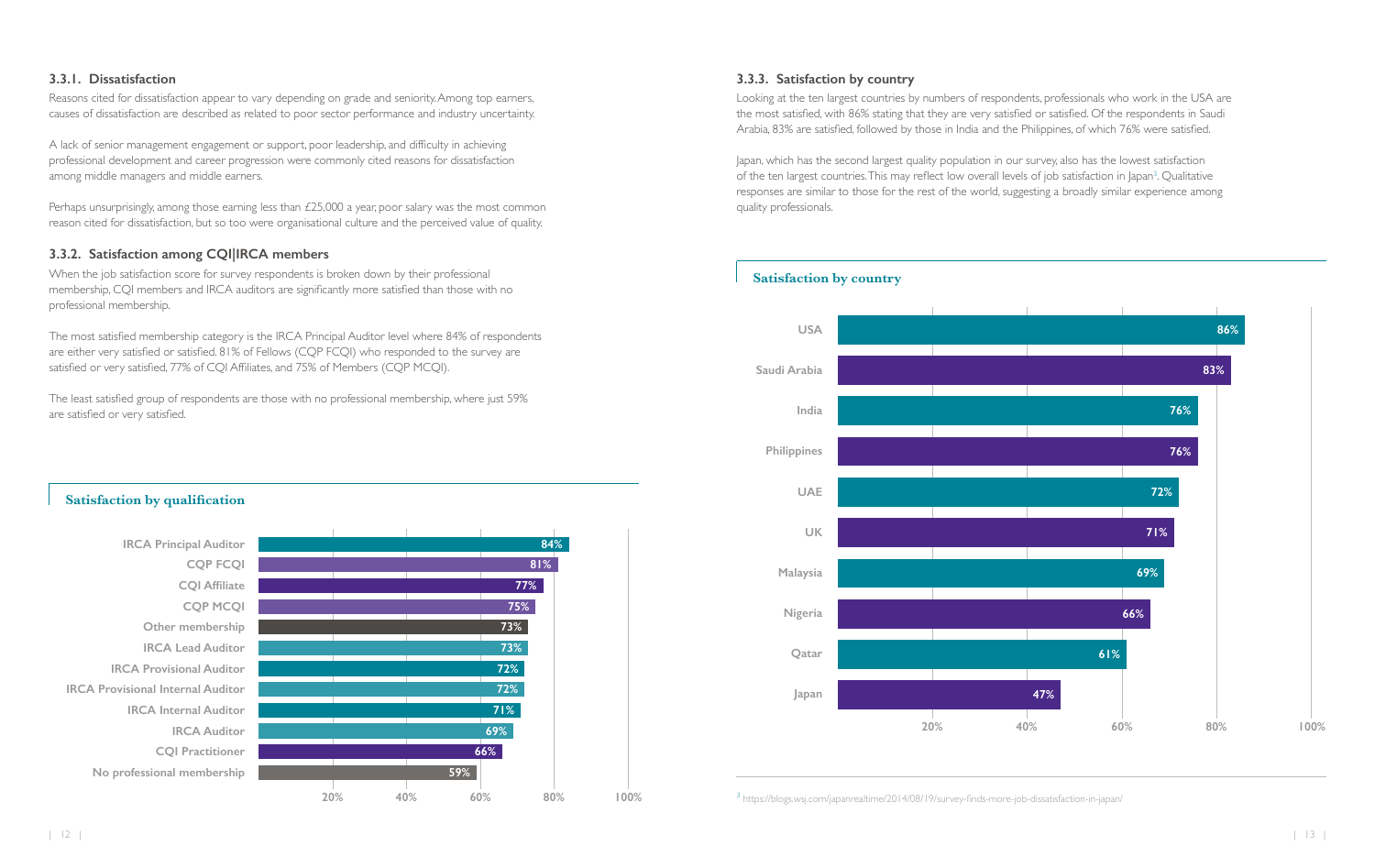### 3.3.1. Dissatisfaction

Reasons cited for dissatisfaction appear to vary depending on grade and seniority. Among top earners, causes of dissatisfaction are described as related to poor sector performance and industry uncertainty.

A lack of senior management engagement or support, poor leadership, and difficulty in achieving professional development and career progression were commonly cited reasons for dissatisfaction among middle managers and middle earners.

Perhaps unsurprisingly, among those earning less than £25,000 a year, poor salary was the most common reason cited for dissatisfaction, but so too were organisational culture and the perceived value of quality.

### 3.3.2. Satisfaction among CQI|IRCA members

When the job satisfaction score for survey respondents is broken down by their professional membership, CQI members and IRCA auditors are significantly more satisfied than those with no professional membership.

The most satisfied membership category is the IRCA Principal Auditor level where 84% of respondents are either very satisfied or satisfied. 81% of Fellows (CQP FCQI) who responded to the survey are satisfied or very satisfied, 77% of CQI Affiliates, and 75% of Members (CQP MCQI).

The least satisfied group of respondents are those with no professional membership, where just 59% are satisfied or very satisfied.

**Satisfaction by qualification**

| Qualification | Satisfaction |
|---|---|
| IRCA Principal Auditor | 84% |
| CQP FCQI | 81% |
| CQI Affiliate | 77% |
| CQP MCQI | 75% |
| Other membership | 73% |
| IRCA Lead Auditor | 73% |
| IRCA Provisional Auditor | 72% |
| IRCA Provisional Internal Auditor | 72% |
| IRCA Internal Auditor | 71% |
| IRCA Auditor | 69% |
| CQI Practitioner | 66% |
| No professional membership | 59% |

### 3.3.3. Satisfaction by country

Looking at the ten largest countries by numbers of respondents, professionals who work in the USA are the most satisfied, with 86% stating that they are very satisfied or satisfied. Of the respondents in Saudi Arabia, 83% are satisfied, followed by those in India and the Philippines, of which 76% were satisfied.

Japan, which has the second largest quality population in our survey, also has the lowest satisfaction of the ten largest countries. This may reflect low overall levels of job satisfaction in Japan[3]. Qualitative responses are similar to those for the rest of the world, suggesting a broadly similar experience among quality professionals.

**Satisfaction by country**

| Country | Satisfaction |
|---|---|
| USA | 86% |
| Saudi Arabia | 83% |
| India | 76% |
| Philippines | 76% |
| UAE | 72% |
| UK | 71% |
| Malaysia | 69% |
| Nigeria | 66% |
| Qatar | 61% |
| Japan | 47% |

[3] https://blogs.wsj.com/japanrealtime/2014/08/19/survey-finds-more-job-dissatisfaction-in-japan/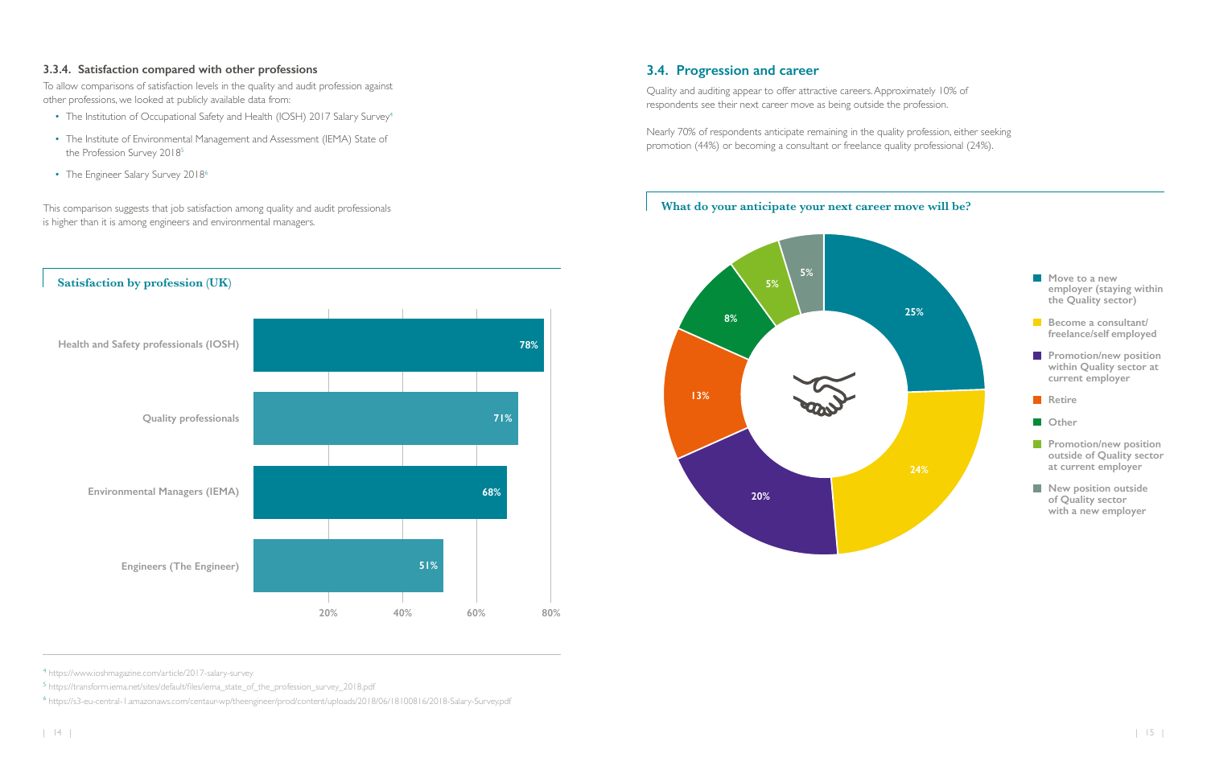### 3.3.4. Satisfaction compared with other professions

To allow comparisons of satisfaction levels in the quality and audit profession against other professions, we looked at publicly available data from:

- The Institution of Occupational Safety and Health (IOSH) 2017 Salary Survey[4]
- The Institute of Environmental Management and Assessment (IEMA) State of the Profession Survey 2018[5]
- The Engineer Salary Survey 2018[6]

This comparison suggests that job satisfaction among quality and audit professionals is higher than it is among engineers and environmental managers.

**Satisfaction by profession (UK)**

| Profession | Satisfaction |
| --- | --- |
| Health and Safety professionals (IOSH) | 78% |
| Quality professionals | 71% |
| Environmental Managers (IEMA) | 68% |
| Engineers (The Engineer) | 51% |

[4] https://www.ioshmagazine.com/article/2017-salary-survey

[5] https://transform.iema.net/sites/default/files/iema_state_of_the_profession_survey_2018.pdf

[6] https://s3-eu-central-1.amazonaws.com/centaur-wp/theengineer/prod/content/uploads/2018/06/18100816/2018-Salary-Survey.pdf

## 3.4. Progression and career

Quality and auditing appear to offer attractive careers. Approximately 10% of respondents see their next career move as being outside the profession.

Nearly 70% of respondents anticipate remaining in the quality profession, either seeking promotion (44%) or becoming a consultant or freelance quality professional (24%).

**What do your anticipate your next career move will be?**

| Next career move | % |
| --- | --- |
| Move to a new employer (staying within the Quality sector) | 25% |
| Become a consultant/freelance/self employed | 24% |
| Promotion/new position within Quality sector at current employer | 20% |
| Retire | 13% |
| Other | 8% |
| Promotion/new position outside of Quality sector at current employer | 5% |
| New position outside of Quality sector with a new employer | 5% |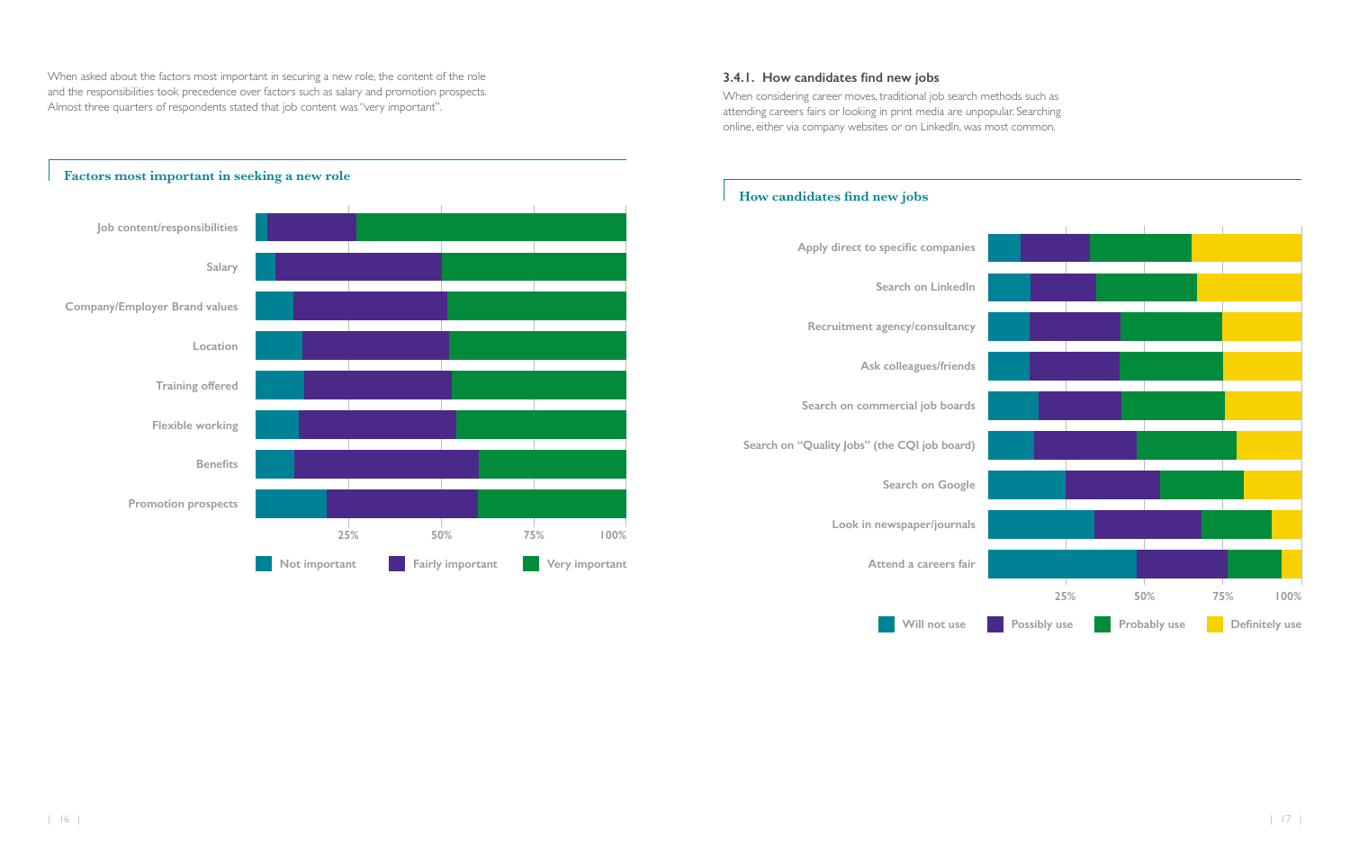When asked about the factors most important in securing a new role, the content of the role and the responsibilities took precedence over factors such as salary and promotion prospects. Almost three quarters of respondents stated that job content was "very important".

**Factors most important in seeking a new role**

Job content/responsibilities
Salary
Company/Employer Brand values
Location
Training offered
Flexible working
Benefits
Promotion prospects

25% 50% 75% 100%

Not important | Fairly important | Very important

### 3.4.1. How candidates find new jobs

When considering career moves, traditional job search methods such as attending careers fairs or looking in print media are unpopular. Searching online, either via company websites or on LinkedIn, was most common.

**How candidates find new jobs**

Apply direct to specific companies
Search on LinkedIn
Recruitment agency/consultancy
Ask colleagues/friends
Search on commercial job boards
Search on "Quality Jobs" (the CQI job board)
Search on Google
Look in newspaper/journals
Attend a careers fair

25% 50% 75% 100%

Will not use | Possibly use | Probably use | Definitely use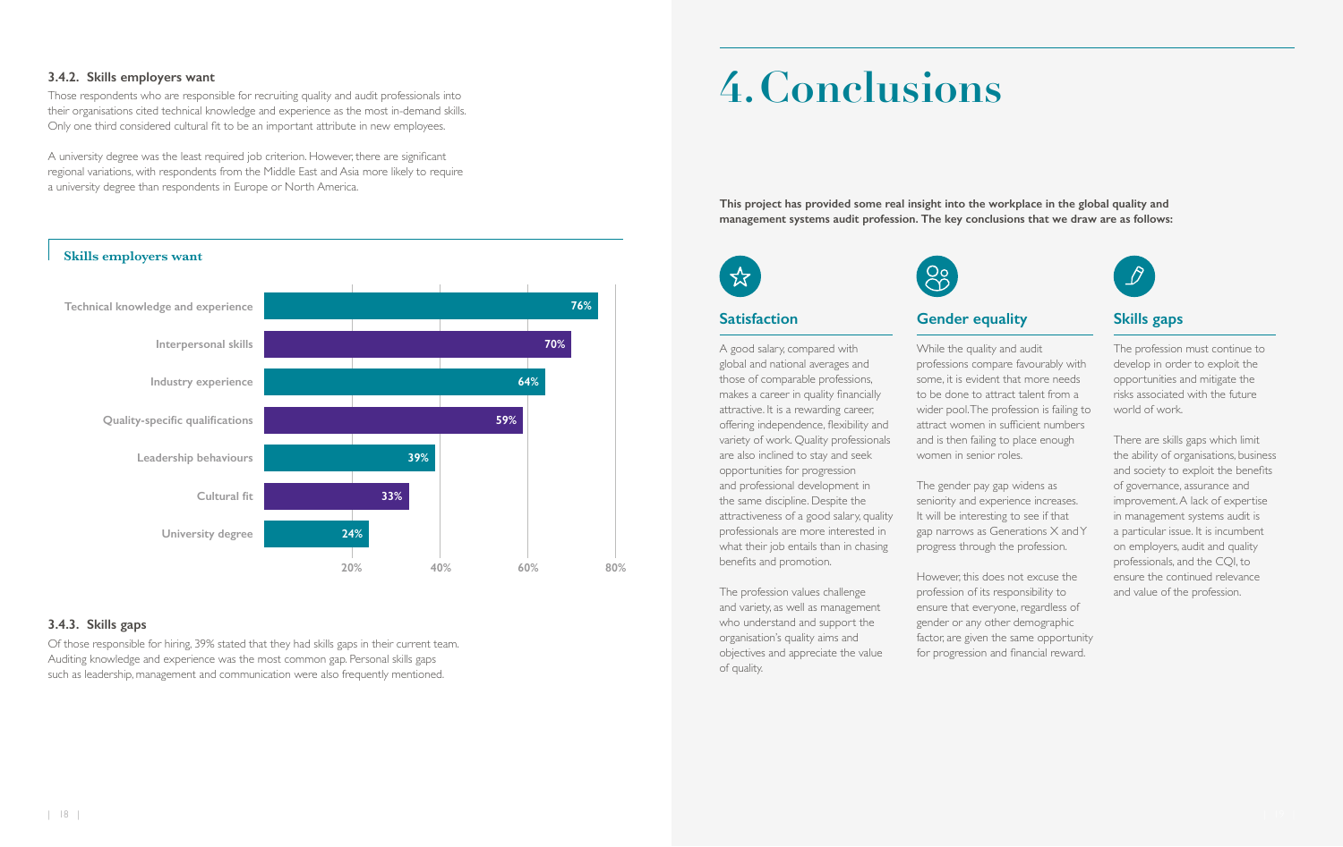### 3.4.2. Skills employers want

Those respondents who are responsible for recruiting quality and audit professionals into their organisations cited technical knowledge and experience as the most in-demand skills. Only one third considered cultural fit to be an important attribute in new employees.

A university degree was the least required job criterion. However, there are significant regional variations, with respondents from the Middle East and Asia more likely to require a university degree than respondents in Europe or North America.

**Skills employers want**

| Skill | % |
| --- | --- |
| Technical knowledge and experience | 76% |
| Interpersonal skills | 70% |
| Industry experience | 64% |
| Quality-specific qualifications | 59% |
| Leadership behaviours | 39% |
| Cultural fit | 33% |
| University degree | 24% |

### 3.4.3. Skills gaps

Of those responsible for hiring, 39% stated that they had skills gaps in their current team. Auditing knowledge and experience was the most common gap. Personal skills gaps such as leadership, management and communication were also frequently mentioned.

# 4. Conclusions

**This project has provided some real insight into the workplace in the global quality and management systems audit profession. The key conclusions that we draw are as follows:**

## Satisfaction

A good salary, compared with global and national averages and those of comparable professions, makes a career in quality financially attractive. It is a rewarding career, offering independence, flexibility and variety of work. Quality professionals are also inclined to stay and seek opportunities for progression and professional development in the same discipline. Despite the attractiveness of a good salary, quality professionals are more interested in what their job entails than in chasing benefits and promotion.

The profession values challenge and variety, as well as management who understand and support the organisation's quality aims and objectives and appreciate the value of quality.

## Gender equality

While the quality and audit professions compare favourably with some, it is evident that more needs to be done to attract talent from a wider pool. The profession is failing to attract women in sufficient numbers and is then failing to place enough women in senior roles.

The gender pay gap widens as seniority and experience increases. It will be interesting to see if that gap narrows as Generations X and Y progress through the profession.

However, this does not excuse the profession of its responsibility to ensure that everyone, regardless of gender or any other demographic factor, are given the same opportunity for progression and financial reward.

## Skills gaps

The profession must continue to develop in order to exploit the opportunities and mitigate the risks associated with the future world of work.

There are skills gaps which limit the ability of organisations, business and society to exploit the benefits of governance, assurance and improvement. A lack of expertise in management systems audit is a particular issue. It is incumbent on employers, audit and quality professionals, and the CQI, to ensure the continued relevance and value of the profession.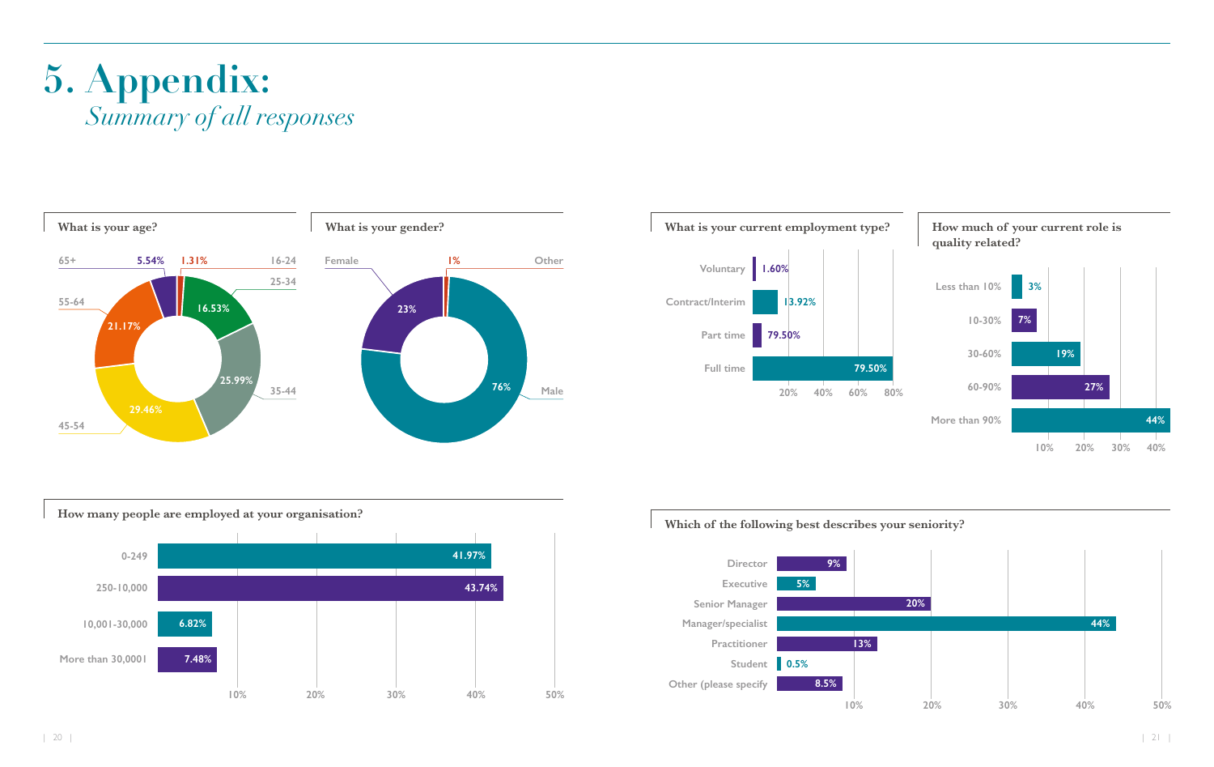# 5. Appendix:

*Summary of all responses*

### What is your age?

| Age | % |
|---|---|
| 16-24 | 1.31% |
| 25-34 | 16.53% |
| 35-44 | 25.99% |
| 45-54 | 29.46% |
| 55-64 | 21.17% |
| 65+ | 5.54% |

### What is your gender?

| Gender | % |
|---|---|
| Male | 76% |
| Female | 23% |
| Other | 1% |

### What is your current employment type?

| Employment type | % |
|---|---|
| Voluntary | 1.60% |
| Contract/Interim | 13.92% |
| Part time | 79.50% |
| Full time | 79.50% |

### How much of your current role is quality related?

| Proportion | % |
|---|---|
| Less than 10% | 3% |
| 10-30% | 7% |
| 30-60% | 19% |
| 60-90% | 27% |
| More than 90% | 44% |

### How many people are employed at your organisation?

| Employees | % |
|---|---|
| 0-249 | 41.97% |
| 250-10,000 | 43.74% |
| 10,001-30,000 | 6.82% |
| More than 30,0001 | 7.48% |

### Which of the following best describes your seniority?

| Seniority | % |
|---|---|
| Director | 9% |
| Executive | 5% |
| Senior Manager | 20% |
| Manager/specialist | 44% |
| Practitioner | 13% |
| Student | 0.5% |
| Other (please specify | 8.5% |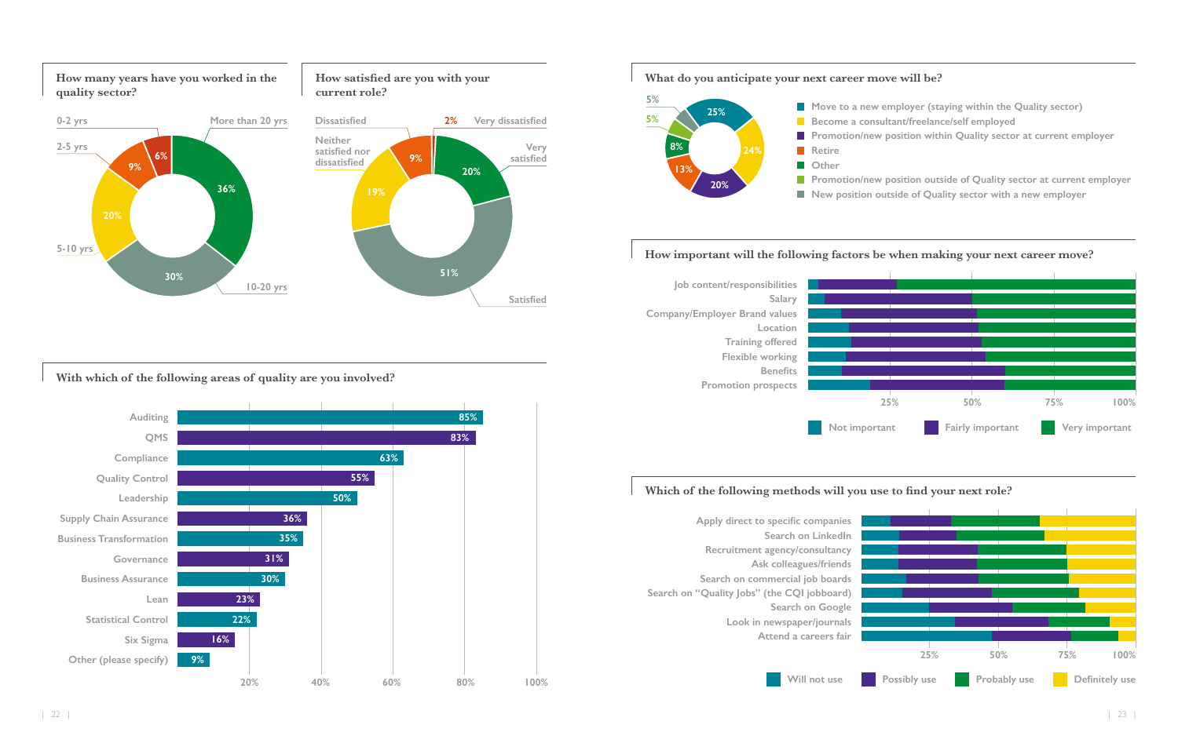## How many years have you worked in the quality sector?

| Years | % |
|---|---|
| 0-2 yrs | 6% |
| 2-5 yrs | 9% |
| 5-10 yrs | 20% |
| 10-20 yrs | 30% |
| More than 20 yrs | 36% |

## How satisfied are you with your current role?

| Response | % |
|---|---|
| Very satisfied | 20% |
| Satisfied | 51% |
| Neither satisfied nor dissatisfied | 19% |
| Dissatisfied | 9% |
| Very dissatisfied | 2% |

## With which of the following areas of quality are you involved?

| Area | % |
|---|---|
| Auditing | 85% |
| QMS | 83% |
| Compliance | 63% |
| Quality Control | 55% |
| Leadership | 50% |
| Supply Chain Assurance | 36% |
| Business Transformation | 35% |
| Governance | 31% |
| Business Assurance | 30% |
| Lean | 23% |
| Statistical Control | 22% |
| Six Sigma | 16% |
| Other (please specify) | 9% |

## What do you anticipate your next career move will be?

| Next career move | % |
|---|---|
| Move to a new employer (staying within the Quality sector) | 25% |
| Become a consultant/freelance/self employed | 24% |
| Promotion/new position within Quality sector at current employer | 20% |
| Retire | 13% |
| Other | 8% |
| Promotion/new position outside of Quality sector at current employer | 5% |
| New position outside of Quality sector with a new employer | 5% |

## How important will the following factors be when making your next career move?

Factors: Job content/responsibilities; Salary; Company/Employer Brand values; Location; Training offered; Flexible working; Benefits; Promotion prospects

Scale: Not important, Fairly important, Very important (25%, 50%, 75%, 100%)

## Which of the following methods will you use to find your next role?

Methods: Apply direct to specific companies; Search on LinkedIn; Recruitment agency/consultancy; Ask colleagues/friends; Search on commercial job boards; Search on "Quality Jobs" (the CQI jobboard); Search on Google; Look in newspaper/journals; Attend a careers fair

Scale: Will not use, Possibly use, Probably use, Definitely use (25%, 50%, 75%, 100%)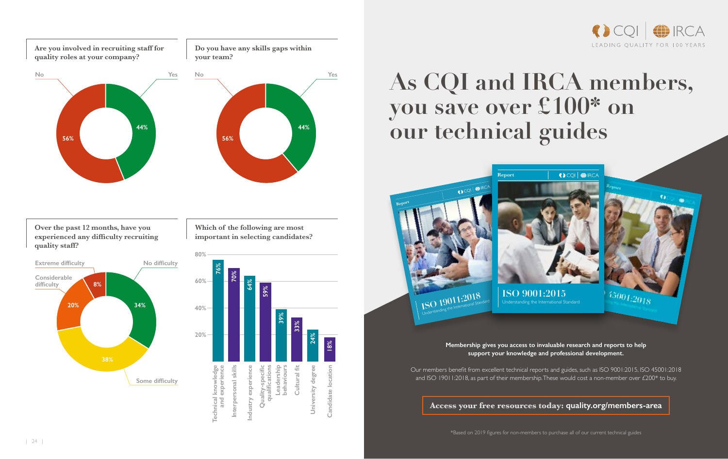### Are you involved in recruiting staff for quality roles at your company?

- No: 56%
- Yes: 44%

### Do you have any skills gaps within your team?

- No: 56%
- Yes: 44%

### Over the past 12 months, have you experienced any difficulty recruiting quality staff?

- Extreme difficulty: 8%
- Considerable difficulty: 20%
- Some difficulty: 38%
- No difficulty: 34%

### Which of the following are most important in selecting candidates?

| Factor | % |
|---|---|
| Technical knowledge and experience | 76% |
| Interpersonal skills | 70% |
| Industry experience | 64% |
| Quality-specific qualifications | 59% |
| Leadership behaviours | 39% |
| Cultural fit | 33% |
| University degree | 24% |
| Candidate location | 18% |

CQI | IRCA
LEADING QUALITY FOR 100 YEARS

# As CQI and IRCA members, you save over £100* on our technical guides

Report — ISO 19011:2018 Understanding the International Standard

Report — ISO 9001:2015 Understanding the International Standard

Report — ISO 45001:2018 Understanding the International Standard

**Membership gives you access to invaluable research and reports to help support your knowledge and professional development.**

Our members benefit from excellent technical reports and guides, such as ISO 9001:2015, ISO 45001:2018 and ISO 19011:2018, as part of their membership. These would cost a non-member over £200* to buy.

**Access your free resources today: quality.org/members-area**

*Based on 2019 figures for non-members to purchase all of our current technical guides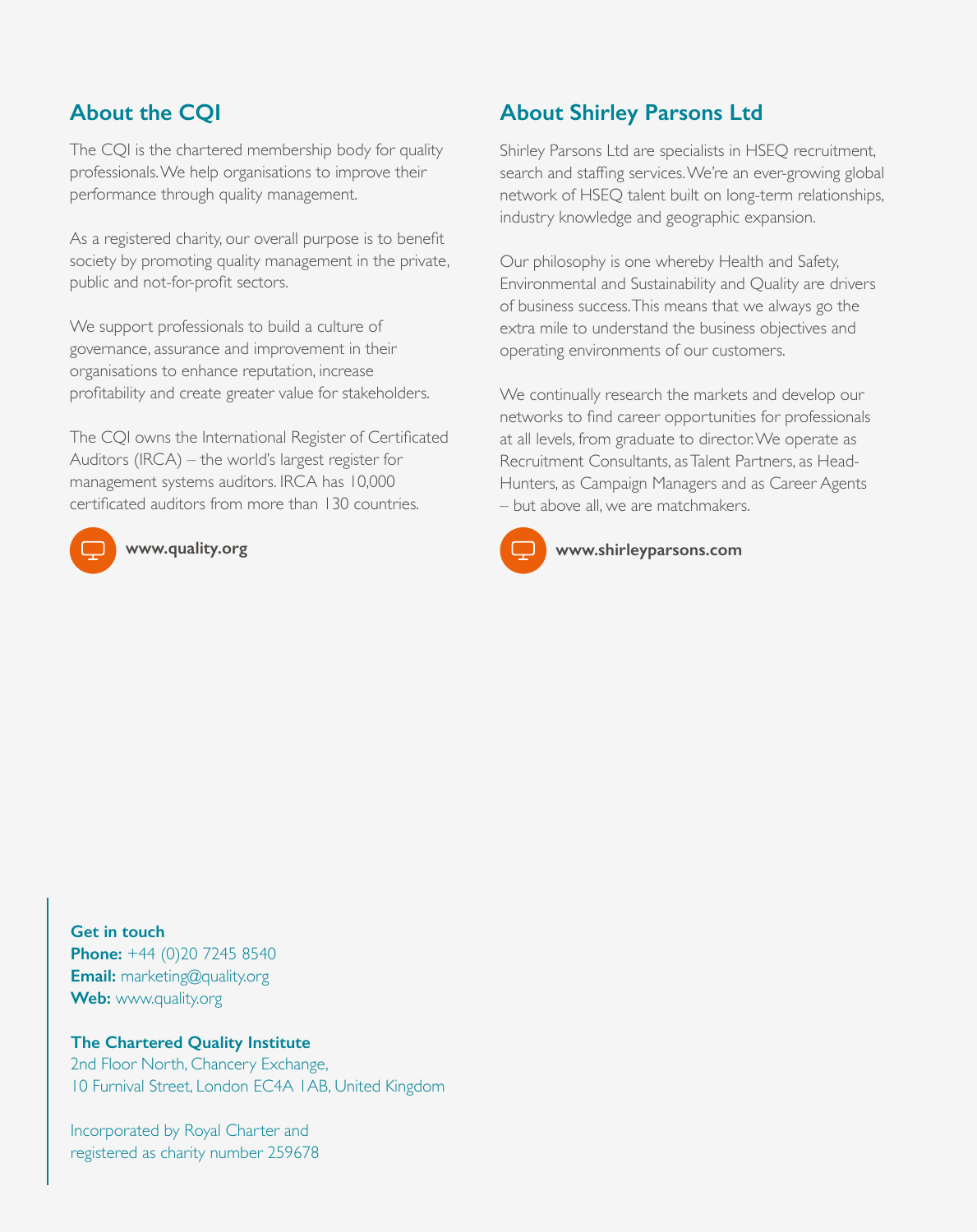## About the CQI

The CQI is the chartered membership body for quality professionals. We help organisations to improve their performance through quality management.

As a registered charity, our overall purpose is to benefit society by promoting quality management in the private, public and not-for-profit sectors.

We support professionals to build a culture of governance, assurance and improvement in their organisations to enhance reputation, increase profitability and create greater value for stakeholders.

The CQI owns the International Register of Certificated Auditors (IRCA) – the world's largest register for management systems auditors. IRCA has 10,000 certificated auditors from more than 130 countries.

**www.quality.org**

## About Shirley Parsons Ltd

Shirley Parsons Ltd are specialists in HSEQ recruitment, search and staffing services. We're an ever-growing global network of HSEQ talent built on long-term relationships, industry knowledge and geographic expansion.

Our philosophy is one whereby Health and Safety, Environmental and Sustainability and Quality are drivers of business success. This means that we always go the extra mile to understand the business objectives and operating environments of our customers.

We continually research the markets and develop our networks to find career opportunities for professionals at all levels, from graduate to director. We operate as Recruitment Consultants, as Talent Partners, as Head-Hunters, as Campaign Managers and as Career Agents – but above all, we are matchmakers.

**www.shirleyparsons.com**

**Get in touch**
**Phone:** +44 (0)20 7245 8540
**Email:** marketing@quality.org
**Web:** www.quality.org

**The Chartered Quality Institute**
2nd Floor North, Chancery Exchange,
10 Furnival Street, London EC4A 1AB, United Kingdom

Incorporated by Royal Charter and
registered as charity number 259678